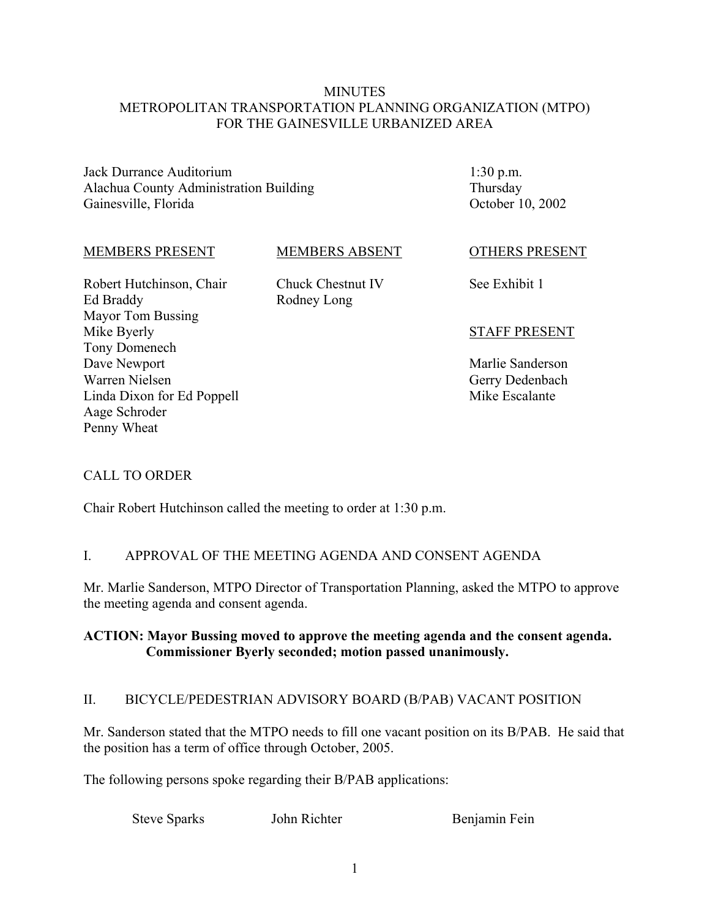# MINUTES
# METROPOLITAN TRANSPORTATION PLANNING ORGANIZATION (MTPO)
# FOR THE GAINESVILLE URBANIZED AREA

Jack Durrance Auditorium
Alachua County Administration Building
Gainesville, Florida

1:30 p.m.
Thursday
October 10, 2002

| MEMBERS PRESENT | MEMBERS ABSENT | OTHERS PRESENT |
|---|---|---|
| Robert Hutchinson, Chair | Chuck Chestnut IV | See Exhibit 1 |
| Ed Braddy | Rodney Long | |
| Mayor Tom Bussing | | |
| Mike Byerly | | **STAFF PRESENT** |
| Tony Domenech | | |
| Dave Newport | | Marlie Sanderson |
| Warren Nielsen | | Gerry Dedenbach |
| Linda Dixon for Ed Poppell | | Mike Escalante |
| Aage Schroder | | |
| Penny Wheat | | |

## CALL TO ORDER

Chair Robert Hutchinson called the meeting to order at 1:30 p.m.

## I. APPROVAL OF THE MEETING AGENDA AND CONSENT AGENDA

Mr. Marlie Sanderson, MTPO Director of Transportation Planning, asked the MTPO to approve the meeting agenda and consent agenda.

**ACTION: Mayor Bussing moved to approve the meeting agenda and the consent agenda. Commissioner Byerly seconded; motion passed unanimously.**

## II. BICYCLE/PEDESTRIAN ADVISORY BOARD (B/PAB) VACANT POSITION

Mr. Sanderson stated that the MTPO needs to fill one vacant position on its B/PAB. He said that the position has a term of office through October, 2005.

The following persons spoke regarding their B/PAB applications:

Steve Sparks    John Richter    Benjamin Fein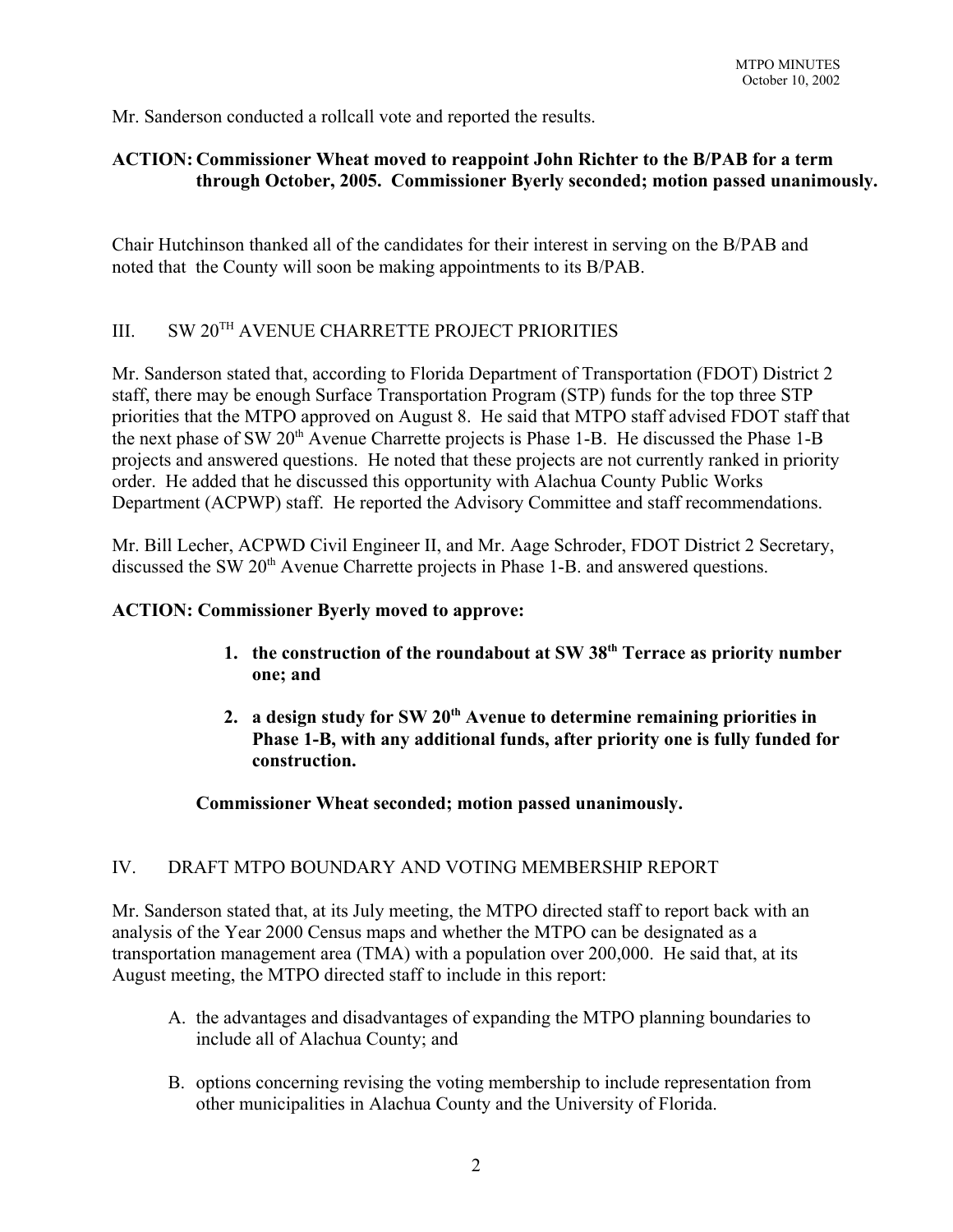Mr. Sanderson conducted a rollcall vote and reported the results.

**ACTION: Commissioner Wheat moved to reappoint John Richter to the B/PAB for a term through October, 2005. Commissioner Byerly seconded; motion passed unanimously.**

Chair Hutchinson thanked all of the candidates for their interest in serving on the B/PAB and noted that the County will soon be making appointments to its B/PAB.

## III. SW 20TH AVENUE CHARRETTE PROJECT PRIORITIES

Mr. Sanderson stated that, according to Florida Department of Transportation (FDOT) District 2 staff, there may be enough Surface Transportation Program (STP) funds for the top three STP priorities that the MTPO approved on August 8. He said that MTPO staff advised FDOT staff that the next phase of SW 20th Avenue Charrette projects is Phase 1-B. He discussed the Phase 1-B projects and answered questions. He noted that these projects are not currently ranked in priority order. He added that he discussed this opportunity with Alachua County Public Works Department (ACPWP) staff. He reported the Advisory Committee and staff recommendations.

Mr. Bill Lecher, ACPWD Civil Engineer II, and Mr. Aage Schroder, FDOT District 2 Secretary, discussed the SW 20th Avenue Charrette projects in Phase 1-B. and answered questions.

**ACTION: Commissioner Byerly moved to approve:**

1. **the construction of the roundabout at SW 38th Terrace as priority number one; and**
2. **a design study for SW 20th Avenue to determine remaining priorities in Phase 1-B, with any additional funds, after priority one is fully funded for construction.**

**Commissioner Wheat seconded; motion passed unanimously.**

## IV. DRAFT MTPO BOUNDARY AND VOTING MEMBERSHIP REPORT

Mr. Sanderson stated that, at its July meeting, the MTPO directed staff to report back with an analysis of the Year 2000 Census maps and whether the MTPO can be designated as a transportation management area (TMA) with a population over 200,000. He said that, at its August meeting, the MTPO directed staff to include in this report:

A. the advantages and disadvantages of expanding the MTPO planning boundaries to include all of Alachua County; and

B. options concerning revising the voting membership to include representation from other municipalities in Alachua County and the University of Florida.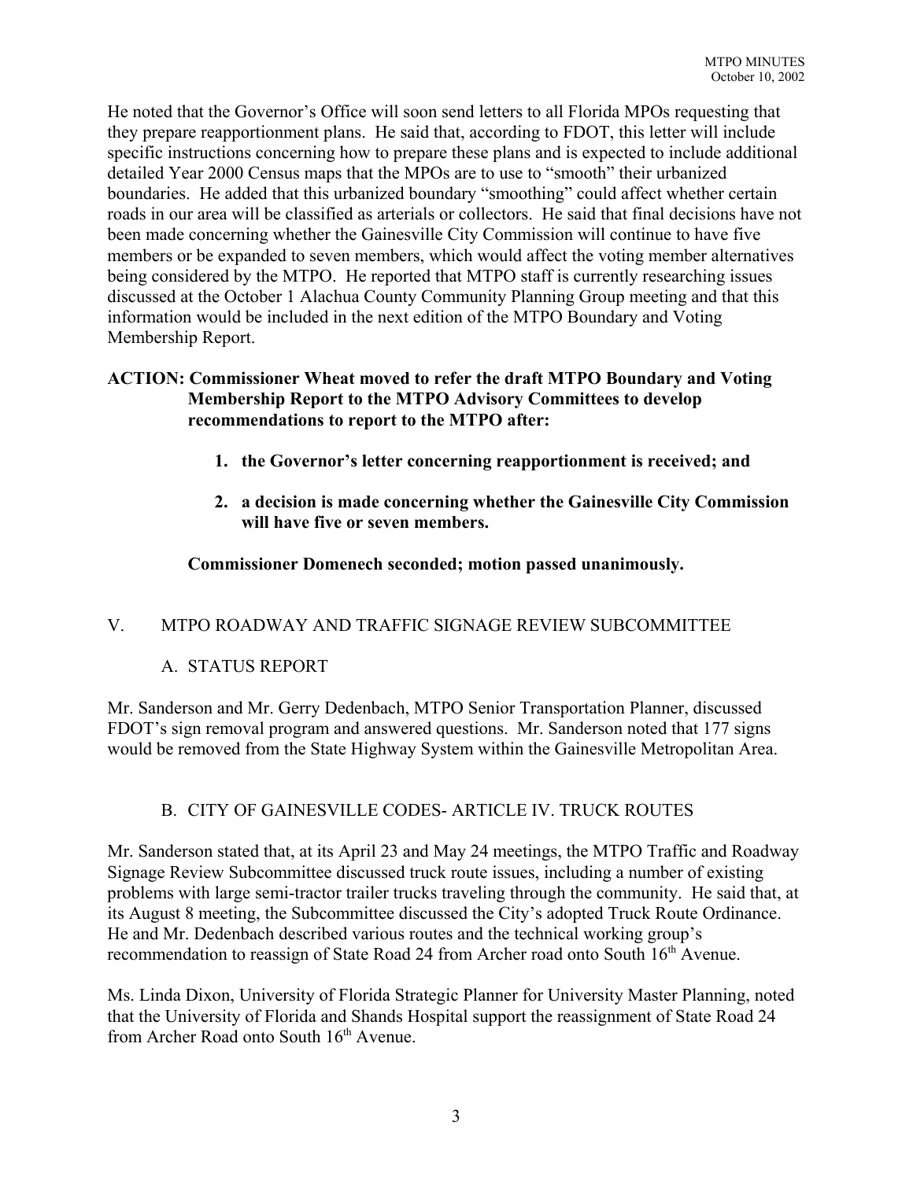He noted that the Governor's Office will soon send letters to all Florida MPOs requesting that they prepare reapportionment plans. He said that, according to FDOT, this letter will include specific instructions concerning how to prepare these plans and is expected to include additional detailed Year 2000 Census maps that the MPOs are to use to "smooth" their urbanized boundaries. He added that this urbanized boundary "smoothing" could affect whether certain roads in our area will be classified as arterials or collectors. He said that final decisions have not been made concerning whether the Gainesville City Commission will continue to have five members or be expanded to seven members, which would affect the voting member alternatives being considered by the MTPO. He reported that MTPO staff is currently researching issues discussed at the October 1 Alachua County Community Planning Group meeting and that this information would be included in the next edition of the MTPO Boundary and Voting Membership Report.

**ACTION: Commissioner Wheat moved to refer the draft MTPO Boundary and Voting Membership Report to the MTPO Advisory Committees to develop recommendations to report to the MTPO after:**

1. **the Governor's letter concerning reapportionment is received; and**
2. **a decision is made concerning whether the Gainesville City Commission will have five or seven members.**

**Commissioner Domenech seconded; motion passed unanimously.**

## V. MTPO ROADWAY AND TRAFFIC SIGNAGE REVIEW SUBCOMMITTEE

### A. STATUS REPORT

Mr. Sanderson and Mr. Gerry Dedenbach, MTPO Senior Transportation Planner, discussed FDOT's sign removal program and answered questions. Mr. Sanderson noted that 177 signs would be removed from the State Highway System within the Gainesville Metropolitan Area.

### B. CITY OF GAINESVILLE CODES- ARTICLE IV. TRUCK ROUTES

Mr. Sanderson stated that, at its April 23 and May 24 meetings, the MTPO Traffic and Roadway Signage Review Subcommittee discussed truck route issues, including a number of existing problems with large semi-tractor trailer trucks traveling through the community. He said that, at its August 8 meeting, the Subcommittee discussed the City's adopted Truck Route Ordinance. He and Mr. Dedenbach described various routes and the technical working group's recommendation to reassign of State Road 24 from Archer road onto South 16th Avenue.

Ms. Linda Dixon, University of Florida Strategic Planner for University Master Planning, noted that the University of Florida and Shands Hospital support the reassignment of State Road 24 from Archer Road onto South 16th Avenue.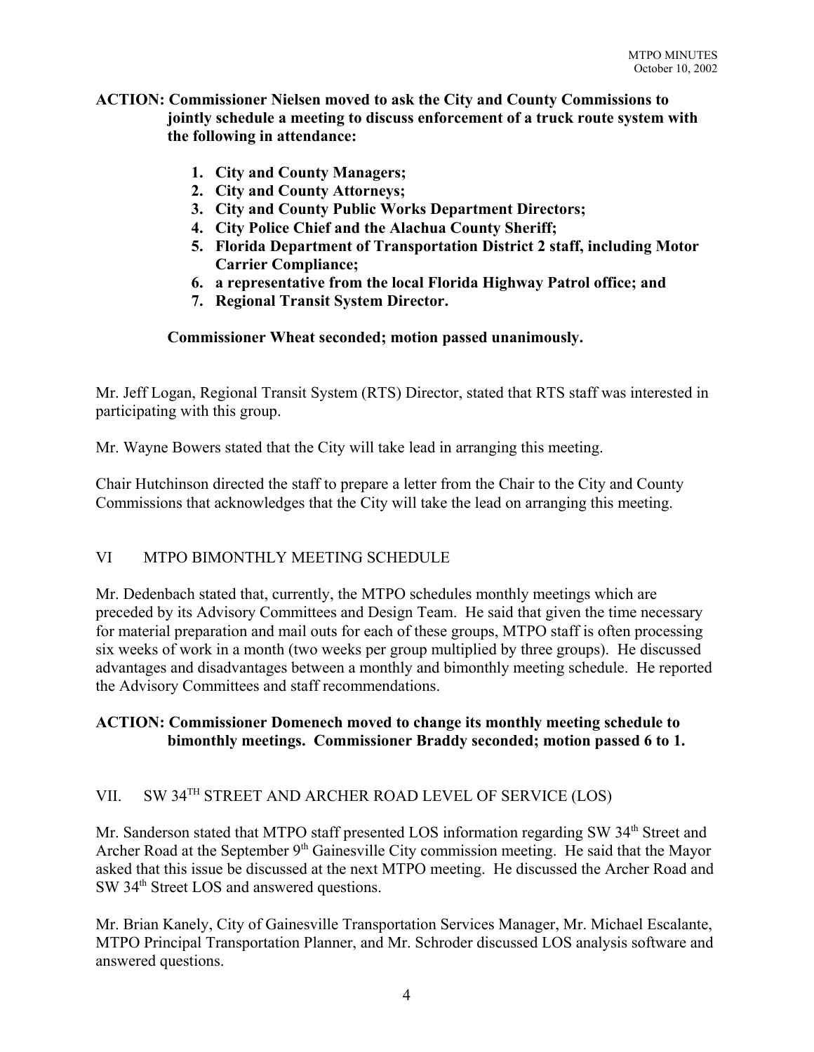**ACTION: Commissioner Nielsen moved to ask the City and County Commissions to jointly schedule a meeting to discuss enforcement of a truck route system with the following in attendance:**

1. **City and County Managers;**
2. **City and County Attorneys;**
3. **City and County Public Works Department Directors;**
4. **City Police Chief and the Alachua County Sheriff;**
5. **Florida Department of Transportation District 2 staff, including Motor Carrier Compliance;**
6. **a representative from the local Florida Highway Patrol office; and**
7. **Regional Transit System Director.**

**Commissioner Wheat seconded; motion passed unanimously.**

Mr. Jeff Logan, Regional Transit System (RTS) Director, stated that RTS staff was interested in participating with this group.

Mr. Wayne Bowers stated that the City will take lead in arranging this meeting.

Chair Hutchinson directed the staff to prepare a letter from the Chair to the City and County Commissions that acknowledges that the City will take the lead on arranging this meeting.

## VI MTPO BIMONTHLY MEETING SCHEDULE

Mr. Dedenbach stated that, currently, the MTPO schedules monthly meetings which are preceded by its Advisory Committees and Design Team. He said that given the time necessary for material preparation and mail outs for each of these groups, MTPO staff is often processing six weeks of work in a month (two weeks per group multiplied by three groups). He discussed advantages and disadvantages between a monthly and bimonthly meeting schedule. He reported the Advisory Committees and staff recommendations.

**ACTION: Commissioner Domenech moved to change its monthly meeting schedule to bimonthly meetings. Commissioner Braddy seconded; motion passed 6 to 1.**

## VII. SW 34TH STREET AND ARCHER ROAD LEVEL OF SERVICE (LOS)

Mr. Sanderson stated that MTPO staff presented LOS information regarding SW 34th Street and Archer Road at the September 9th Gainesville City commission meeting. He said that the Mayor asked that this issue be discussed at the next MTPO meeting. He discussed the Archer Road and SW 34th Street LOS and answered questions.

Mr. Brian Kanely, City of Gainesville Transportation Services Manager, Mr. Michael Escalante, MTPO Principal Transportation Planner, and Mr. Schroder discussed LOS analysis software and answered questions.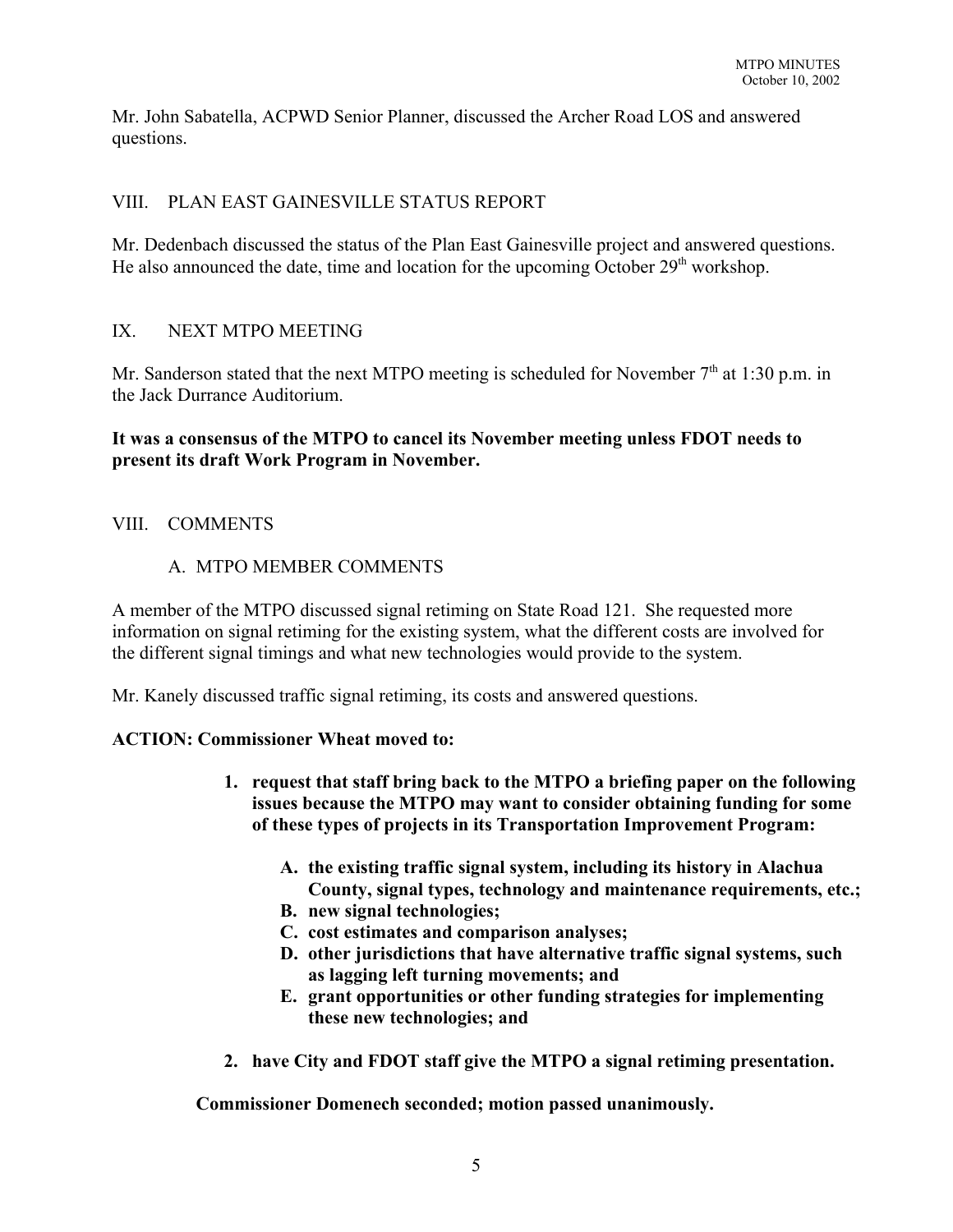Mr. John Sabatella, ACPWD Senior Planner, discussed the Archer Road LOS and answered questions.

## VIII. PLAN EAST GAINESVILLE STATUS REPORT

Mr. Dedenbach discussed the status of the Plan East Gainesville project and answered questions. He also announced the date, time and location for the upcoming October 29th workshop.

## IX. NEXT MTPO MEETING

Mr. Sanderson stated that the next MTPO meeting is scheduled for November 7th at 1:30 p.m. in the Jack Durrance Auditorium.

**It was a consensus of the MTPO to cancel its November meeting unless FDOT needs to present its draft Work Program in November.**

## VIII. COMMENTS

### A. MTPO MEMBER COMMENTS

A member of the MTPO discussed signal retiming on State Road 121. She requested more information on signal retiming for the existing system, what the different costs are involved for the different signal timings and what new technologies would provide to the system.

Mr. Kanely discussed traffic signal retiming, its costs and answered questions.

**ACTION: Commissioner Wheat moved to:**

1. **request that staff bring back to the MTPO a briefing paper on the following issues because the MTPO may want to consider obtaining funding for some of these types of projects in its Transportation Improvement Program:**
   - **A. the existing traffic signal system, including its history in Alachua County, signal types, technology and maintenance requirements, etc.;**
   - **B. new signal technologies;**
   - **C. cost estimates and comparison analyses;**
   - **D. other jurisdictions that have alternative traffic signal systems, such as lagging left turning movements; and**
   - **E. grant opportunities or other funding strategies for implementing these new technologies; and**
2. **have City and FDOT staff give the MTPO a signal retiming presentation.**

**Commissioner Domenech seconded; motion passed unanimously.**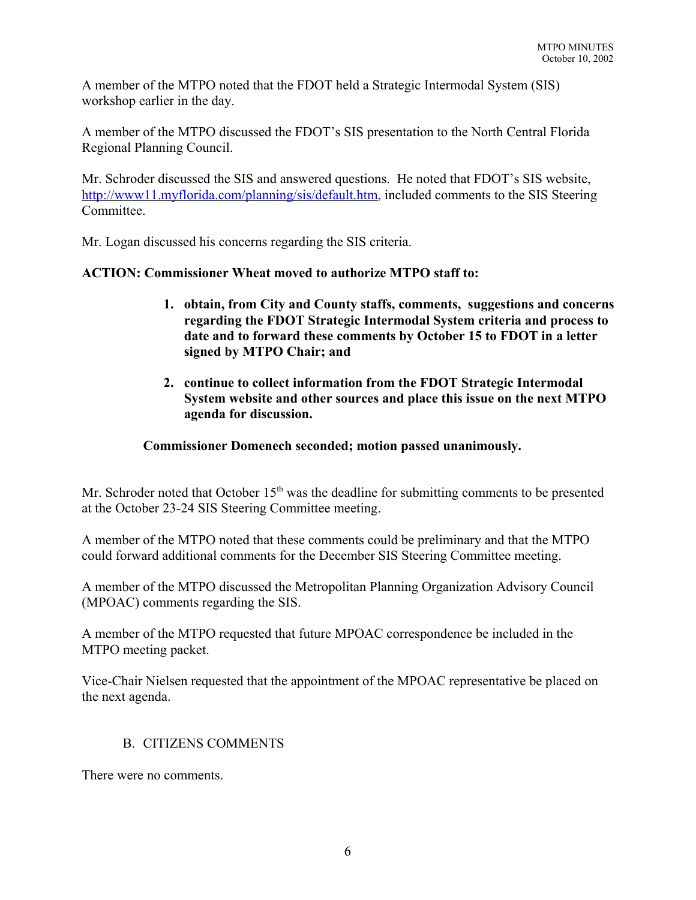A member of the MTPO noted that the FDOT held a Strategic Intermodal System (SIS) workshop earlier in the day.

A member of the MTPO discussed the FDOT's SIS presentation to the North Central Florida Regional Planning Council.

Mr. Schroder discussed the SIS and answered questions. He noted that FDOT's SIS website, http://www11.myflorida.com/planning/sis/default.htm, included comments to the SIS Steering Committee.

Mr. Logan discussed his concerns regarding the SIS criteria.

**ACTION: Commissioner Wheat moved to authorize MTPO staff to:**

1. **obtain, from City and County staffs, comments, suggestions and concerns regarding the FDOT Strategic Intermodal System criteria and process to date and to forward these comments by October 15 to FDOT in a letter signed by MTPO Chair; and**
2. **continue to collect information from the FDOT Strategic Intermodal System website and other sources and place this issue on the next MTPO agenda for discussion.**

**Commissioner Domenech seconded; motion passed unanimously.**

Mr. Schroder noted that October 15th was the deadline for submitting comments to be presented at the October 23-24 SIS Steering Committee meeting.

A member of the MTPO noted that these comments could be preliminary and that the MTPO could forward additional comments for the December SIS Steering Committee meeting.

A member of the MTPO discussed the Metropolitan Planning Organization Advisory Council (MPOAC) comments regarding the SIS.

A member of the MTPO requested that future MPOAC correspondence be included in the MTPO meeting packet.

Vice-Chair Nielsen requested that the appointment of the MPOAC representative be placed on the next agenda.

B. CITIZENS COMMENTS

There were no comments.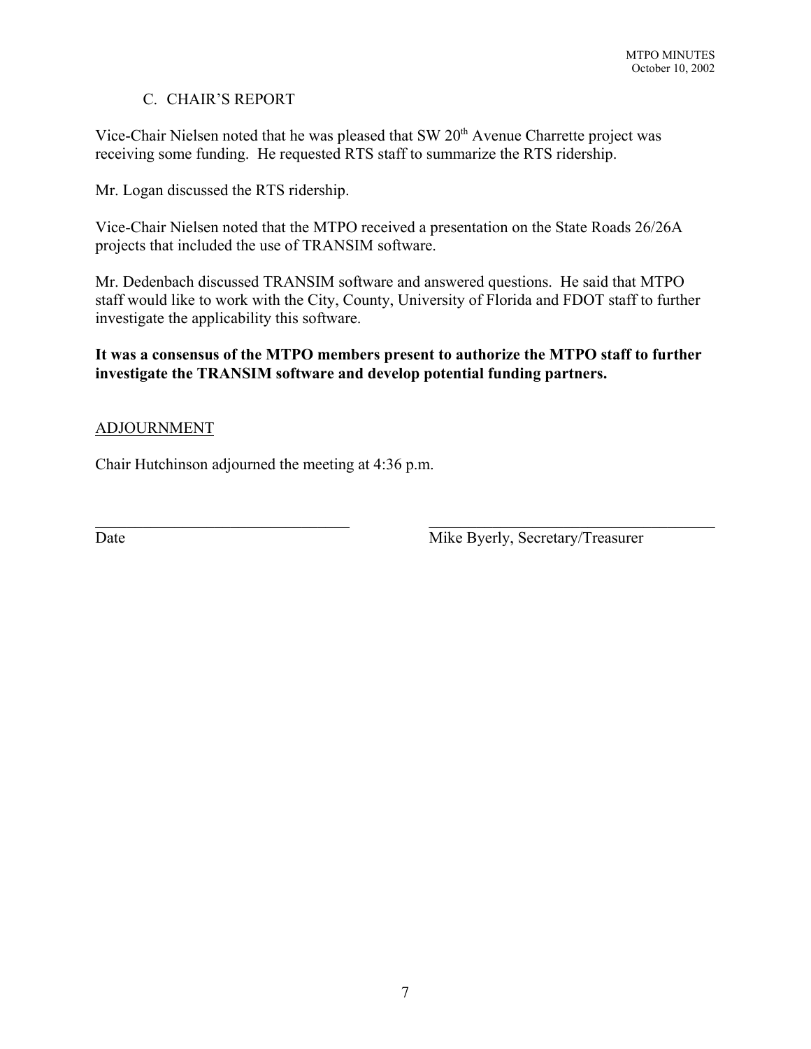## C. CHAIR'S REPORT

Vice-Chair Nielsen noted that he was pleased that SW 20th Avenue Charrette project was receiving some funding. He requested RTS staff to summarize the RTS ridership.

Mr. Logan discussed the RTS ridership.

Vice-Chair Nielsen noted that the MTPO received a presentation on the State Roads 26/26A projects that included the use of TRANSIM software.

Mr. Dedenbach discussed TRANSIM software and answered questions. He said that MTPO staff would like to work with the City, County, University of Florida and FDOT staff to further investigate the applicability this software.

**It was a consensus of the MTPO members present to authorize the MTPO staff to further investigate the TRANSIM software and develop potential funding partners.**

## ADJOURNMENT

Chair Hutchinson adjourned the meeting at 4:36 p.m.

\_\_\_\_\_\_\_\_\_\_\_\_\_\_\_\_\_\_\_\_\_\_\_\_\_\_\_\_\_\_\_\_ \_\_\_\_\_\_\_\_\_\_\_\_\_\_\_\_\_\_\_\_\_\_\_\_\_\_\_\_\_\_\_\_\_\_\_\_

Date Mike Byerly, Secretary/Treasurer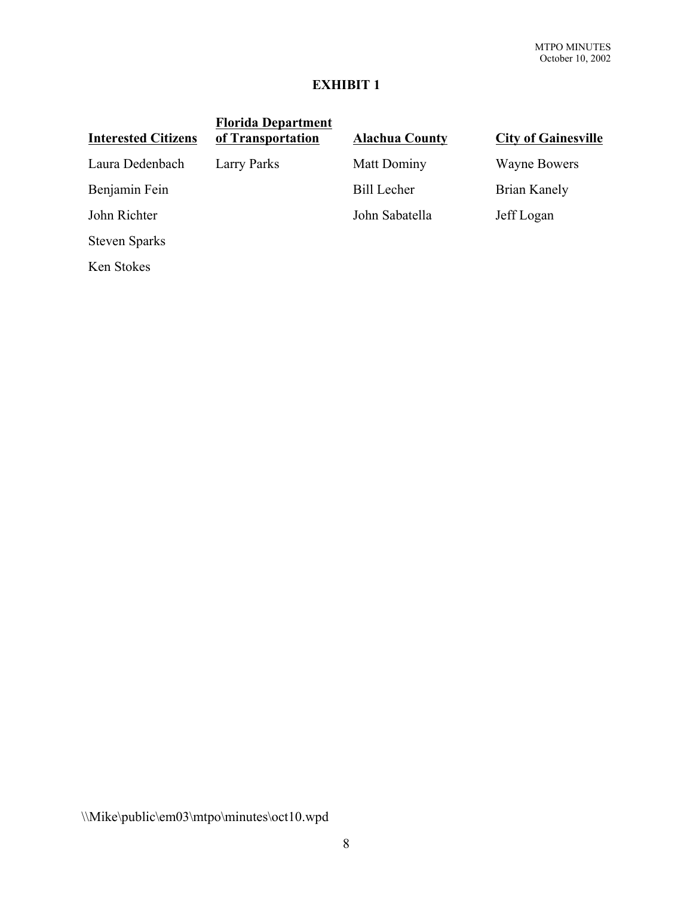# EXHIBIT 1

| Interested Citizens | Florida Department of Transportation | Alachua County | City of Gainesville |
|---|---|---|---|
| Laura Dedenbach | Larry Parks | Matt Dominy | Wayne Bowers |
| Benjamin Fein | | Bill Lecher | Brian Kanely |
| John Richter | | John Sabatella | Jeff Logan |
| Steven Sparks | | | |
| Ken Stokes | | | |

\\Mike\public\em03\mtpo\minutes\oct10.wpd